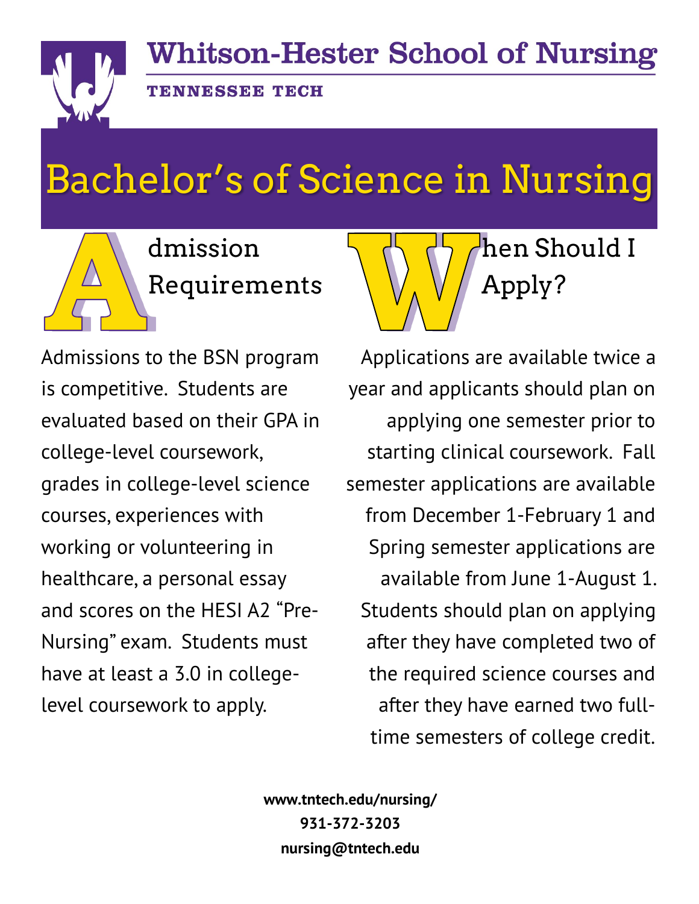# Whitson-Hester School of Nursing

TENNESSEE TECH

# Bachelor's of Science in Nursing

## Admission Requirements

Admissions to the BSN program is competitive. Students are evaluated based on their GPA in college-level coursework, grades in college-level science courses, experiences with working or volunteering in healthcare, a personal essay and scores on the HESI A2 "Pre-Nursing" exam. Students must have at least a 3.0 in college-level coursework to apply.

## When Should I Apply?

Applications are available twice a year and applicants should plan on applying one semester prior to starting clinical coursework. Fall semester applications are available from December 1-February 1 and Spring semester applications are available from June 1-August 1. Students should plan on applying after they have completed two of the required science courses and after they have earned two full-time semesters of college credit.

**www.tntech.edu/nursing/**
**931-372-3203**
**nursing@tntech.edu**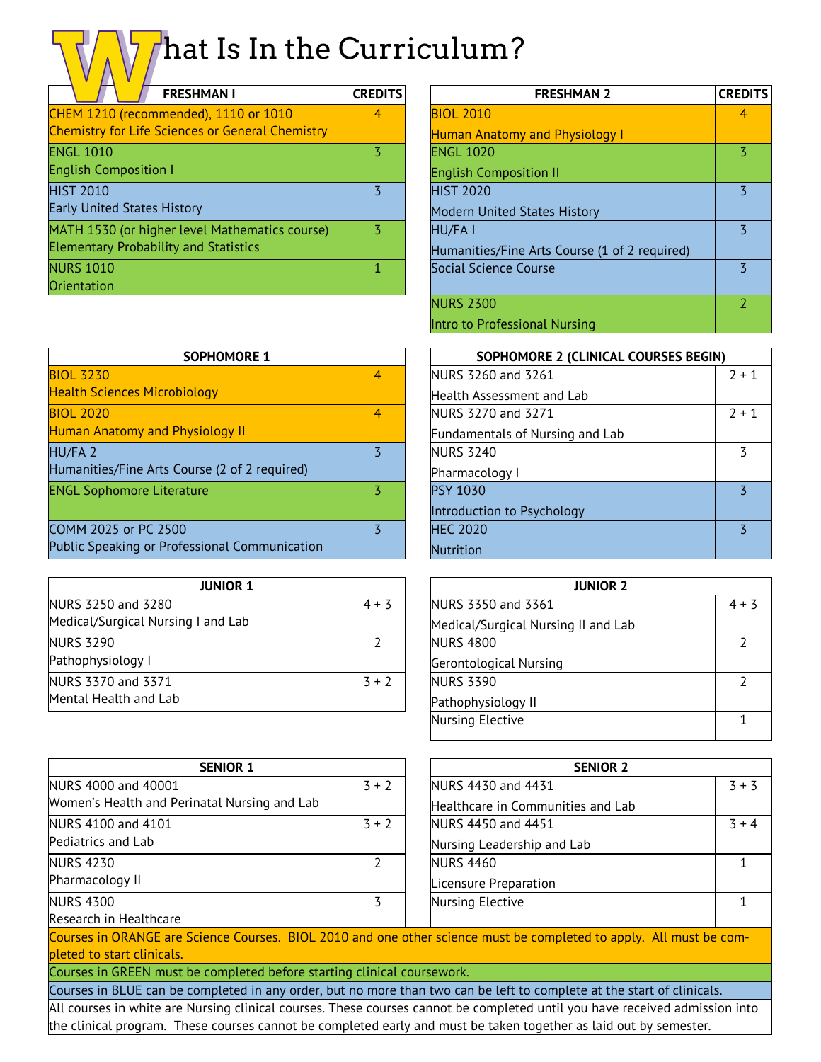# What Is In the Curriculum?

| FRESHMAN I | CREDITS |
|---|---|
| CHEM 1210 (recommended), 1110 or 1010 Chemistry for Life Sciences or General Chemistry | 4 |
| ENGL 1010 English Composition I | 3 |
| HIST 2010 Early United States History | 3 |
| MATH 1530 (or higher level Mathematics course) Elementary Probability and Statistics | 3 |
| NURS 1010 Orientation | 1 |

| FRESHMAN 2 | CREDITS |
|---|---|
| BIOL 2010 Human Anatomy and Physiology I | 4 |
| ENGL 1020 English Composition II | 3 |
| HIST 2020 Modern United States History | 3 |
| HU/FA I Humanities/Fine Arts Course (1 of 2 required) | 3 |
| Social Science Course | 3 |
| NURS 2300 Intro to Professional Nursing | 2 |

| SOPHOMORE 1 | |
|---|---|
| BIOL 3230 Health Sciences Microbiology | 4 |
| BIOL 2020 Human Anatomy and Physiology II | 4 |
| HU/FA 2 Humanities/Fine Arts Course (2 of 2 required) | 3 |
| ENGL Sophomore Literature | 3 |
| COMM 2025 or PC 2500 Public Speaking or Professional Communication | 3 |

| SOPHOMORE 2 (CLINICAL COURSES BEGIN) | |
|---|---|
| NURS 3260 and 3261 Health Assessment and Lab | 2 + 1 |
| NURS 3270 and 3271 Fundamentals of Nursing and Lab | 2 + 1 |
| NURS 3240 Pharmacology I | 3 |
| PSY 1030 Introduction to Psychology | 3 |
| HEC 2020 Nutrition | 3 |

| JUNIOR 1 | |
|---|---|
| NURS 3250 and 3280 Medical/Surgical Nursing I and Lab | 4 + 3 |
| NURS 3290 Pathophysiology I | 2 |
| NURS 3370 and 3371 Mental Health and Lab | 3 + 2 |

| JUNIOR 2 | |
|---|---|
| NURS 3350 and 3361 Medical/Surgical Nursing II and Lab | 4 + 3 |
| NURS 4800 Gerontological Nursing | 2 |
| NURS 3390 Pathophysiology II | 2 |
| Nursing Elective | 1 |

| SENIOR 1 | |
|---|---|
| NURS 4000 and 40001 Women's Health and Perinatal Nursing and Lab | 3 + 2 |
| NURS 4100 and 4101 Pediatrics and Lab | 3 + 2 |
| NURS 4230 Pharmacology II | 2 |
| NURS 4300 Research in Healthcare | 3 |

| SENIOR 2 | |
|---|---|
| NURS 4430 and 4431 Healthcare in Communities and Lab | 3 + 3 |
| NURS 4450 and 4451 Nursing Leadership and Lab | 3 + 4 |
| NURS 4460 Licensure Preparation | 1 |
| Nursing Elective | 1 |

Courses in ORANGE are Science Courses. BIOL 2010 and one other science must be completed to apply. All must be completed to start clinicals.

Courses in GREEN must be completed before starting clinical coursework.

Courses in BLUE can be completed in any order, but no more than two can be left to complete at the start of clinicals.

All courses in white are Nursing clinical courses. These courses cannot be completed until you have received admission into the clinical program. These courses cannot be completed early and must be taken together as laid out by semester.